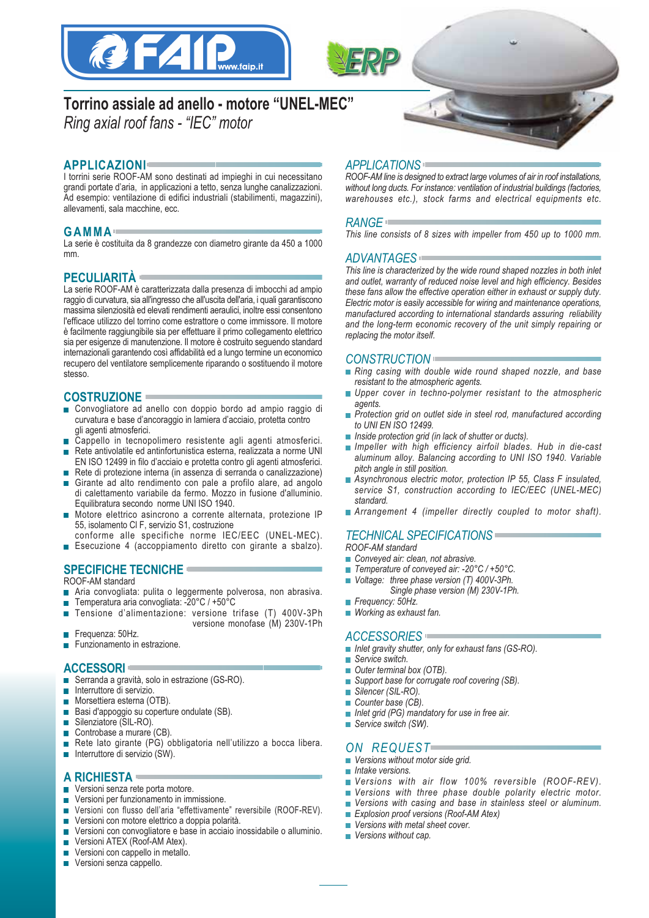FAIP www.faip.it

ERP

# Torrino assiale ad anello - motore "UNEL-MEC"

*Ring axial roof fans - "IEC" motor*

## APPLICAZIONI

I torrini serie ROOF-AM sono destinati ad impieghi in cui necessitano grandi portate d'aria, in applicazioni a tetto, senza lunghe canalizzazioni. Ad esempio: ventilazione di edifici industriali (stabilimenti, magazzini), allevamenti, sala macchine, ecc.

## GAMMA

La serie è costituita da 8 grandezze con diametro girante da 450 a 1000 mm.

## PECULIARITÀ

La serie ROOF-AM è caratterizzata dalla presenza di imbocchi ad ampio raggio di curvatura, sia all'ingresso che all'uscita dell'aria, i quali garantiscono massima silenziosità ed elevati rendimenti aeraulici, inoltre essi consentono l'efficace utilizzo del torrino come estrattore o come immissore. Il motore è facilmente raggiungibile sia per effettuare il primo collegamento elettrico sia per esigenze di manutenzione. Il motore è costruito seguendo standard internazionali garantendo così affidabilità ed a lungo termine un economico recupero del ventilatore semplicemente riparando o sostituendo il motore stesso.

## COSTRUZIONE

- Convogliatore ad anello con doppio bordo ad ampio raggio di curvatura e base d'ancoraggio in lamiera d'acciaio, protetta contro gli agenti atmosferici.
- Cappello in tecnopolimero resistente agli agenti atmosferici.
- Rete antivolatile ed antinfortunistica esterna, realizzata a norme UNI EN ISO 12499 in filo d'acciaio e protetta contro gli agenti atmosferici.
- Rete di protezione interna (in assenza di serranda o canalizzazione)
- Girante ad alto rendimento con pale a profilo alare, ad angolo di calettamento variabile da fermo. Mozzo in fusione d'alluminio. Equilibratura secondo norme UNI ISO 1940.
- Motore elettrico asincrono a corrente alternata, protezione IP 55, isolamento Cl F, servizio S1, costruzione conforme alle specifiche norme IEC/EEC (UNEL-MEC).
- Esecuzione 4 (accoppiamento diretto con girante a sbalzo).

## SPECIFICHE TECNICHE

ROOF-AM standard

- Aria convogliata: pulita o leggermente polverosa, non abrasiva.
- Temperatura aria convogliata: -20°C / +50°C
- Tensione d'alimentazione: versione trifase (T) 400V-3Ph
  versione monofase (M) 230V-1Ph
- Frequenza: 50Hz.
- Funzionamento in estrazione.

## ACCESSORI

- Serranda a gravità, solo in estrazione (GS-RO).
- Interruttore di servizio.
- Morsettiera esterna (OTB).
- Basi d'appoggio su coperture ondulate (SB).
- Silenziatore (SIL-RO).
- Controbase a murare (CB).
- Rete lato girante (PG) obbligatoria nell'utilizzo a bocca libera.
- Interruttore di servizio (SW).

## A RICHIESTA

- Versioni senza rete porta motore.
- Versioni per funzionamento in immissione.
- Versioni con flusso dell'aria "effettivamente" reversibile (ROOF-REV).
- Versioni con motore elettrico a doppia polarità.
- Versioni con convogliatore e base in acciaio inossidabile o alluminio.
- Versioni ATEX (Roof-AM Atex).
- Versioni con cappello in metallo.
- Versioni senza cappello.

## *APPLICATIONS*

*ROOF-AM line is designed to extract large volumes of air in roof installations, without long ducts. For instance: ventilation of industrial buildings (factories, warehouses etc.), stock farms and electrical equipments etc.*

## *RANGE*

*This line consists of 8 sizes with impeller from 450 up to 1000 mm.*

## *ADVANTAGES*

*This line is characterized by the wide round shaped nozzles in both inlet and outlet, warranty of reduced noise level and high efficiency. Besides these fans allow the effective operation either in exhaust or supply duty. Electric motor is easily accessible for wiring and maintenance operations, manufactured according to international standards assuring reliability and the long-term economic recovery of the unit simply repairing or replacing the motor itself.*

## *CONSTRUCTION*

- *Ring casing with double wide round shaped nozzle, and base resistant to the atmospheric agents.*
- *Upper cover in techno-polymer resistant to the atmospheric agents.*
- *Protection grid on outlet side in steel rod, manufactured according to UNI EN ISO 12499.*
- *Inside protection grid (in lack of shutter or ducts).*
- *Impeller with high efficiency airfoil blades. Hub in die-cast aluminum alloy. Balancing according to UNI ISO 1940. Variable pitch angle in still position.*
- *Asynchronous electric motor, protection IP 55, Class F insulated, service S1, construction according to IEC/EEC (UNEL-MEC) standard.*
- *Arrangement 4 (impeller directly coupled to motor shaft).*

## *TECHNICAL SPECIFICATIONS*

*ROOF-AM standard*

- *Conveyed air: clean, not abrasive.*
- *Temperature of conveyed air: -20°C / +50°C.*
- *Voltage: three phase version (T) 400V-3Ph.*
  *Single phase version (M) 230V-1Ph.*
- *Frequency: 50Hz.*
- *Working as exhaust fan.*

## *ACCESSORIES*

- *Inlet gravity shutter, only for exhaust fans (GS-RO).*
- *Service switch.*
- *Outer terminal box (OTB).*
- *Support base for corrugate roof covering (SB).*
- *Silencer (SIL-RO).*
- *Counter base (CB).*
- *Inlet grid (PG) mandatory for use in free air.*
- *Service switch (SW).*

## *ON REQUEST*

- *Versions without motor side grid.*
- *Intake versions.*
- *Versions with air flow 100% reversible (ROOF-REV).*
- *Versions with three phase double polarity electric motor.*
- *Versions with casing and base in stainless steel or aluminum.*
- *Explosion proof versions (Roof-AM Atex)*
- *Versions with metal sheet cover.*
- *Versions without cap.*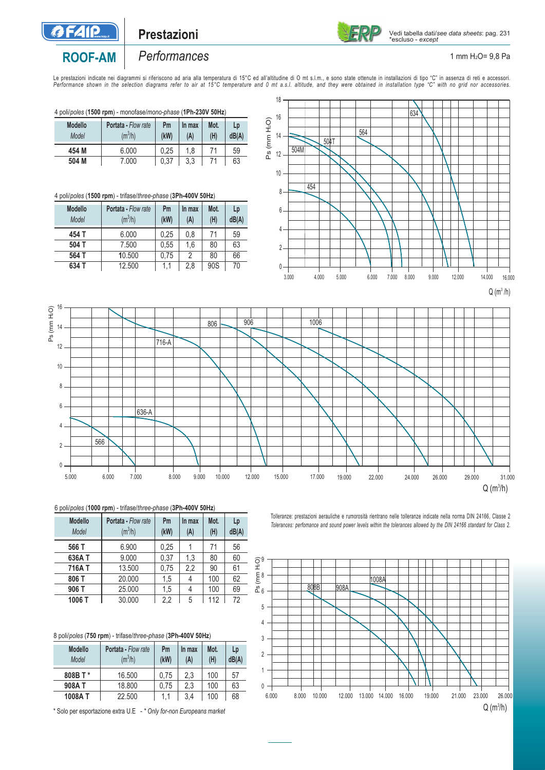# Prestazioni

## ROOF-AM

*Performances*

Vedi tabella dati/*see data sheets*: pag. 231
*escluso - *except*

1 mm $H_2O$= 9,8 Pa

Le prestazioni indicate nei diagrammi si riferiscono ad aria alla temperatura di 15°C ed all'altitudine di O mt s.l.m., e sono state ottenute in installazioni di tipo "C" in assenza di reti e accessori.
*Performance shown in the selection diagrams refer to air at 15°C temperature and 0 mt a.s.l. altitude, and they were obtained in installation type "C" with no grid nor accessories.*

4 poli/*poles* (**1500 rpm**) - monofase/*mono-phase* (**1Ph-230V 50Hz**)

| Modello *Model* | Portata - *Flow rate* ($m^3/h$) | Pm (kW) | In max (A) | Mot. (H) | Lp dB(A) |
|---|---|---|---|---|---|
| **454 M** | 6.000 | 0,25 | 1,8 | 71 | 59 |
| **504 M** | 7.000 | 0,37 | 3,3 | 71 | 63 |

4 poli/*poles* (**1500 rpm**) - trifase/*three-phase* (**3Ph-400V 50Hz**)

| Modello *Model* | Portata - *Flow rate* ($m^3/h$) | Pm (kW) | In max (A) | Mot. (H) | Lp dB(A) |
|---|---|---|---|---|---|
| **454 T** | 6.000 | 0,25 | 0,8 | 71 | 59 |
| **504 T** | 7.500 | 0,55 | 1,6 | 80 | 63 |
| **564 T** | 10.500 | 0,75 | 2 | 80 | 66 |
| **634 T** | 12.500 | 1,1 | 2,8 | 90S | 70 |

6 poli/*poles* (**1000 rpm**) - trifase/*three-phase* (**3Ph-400V 50Hz**)

| Modello *Model* | Portata - *Flow rate* ($m^3/h$) | Pm (kW) | In max (A) | Mot. (H) | Lp dB(A) |
|---|---|---|---|---|---|
| **566 T** | 6.900 | 0,25 | 1 | 71 | 56 |
| **636A T** | 9.000 | 0,37 | 1,3 | 80 | 60 |
| **716A T** | 13.500 | 0,75 | 2,2 | 90 | 61 |
| **806 T** | 20.000 | 1,5 | 4 | 100 | 62 |
| **906 T** | 25.000 | 1,5 | 4 | 100 | 69 |
| **1006 T** | 30.000 | 2,2 | 5 | 112 | 72 |

Tolleranze: prestazioni aerauliche e rumorosità rientrano nelle tolleranze indicate nella norma DIN 24166, Classe 2
*Tolerances: perfomance and sound power levels within the tolerances allowed by the DIN 24166 standard for Class 2.*

8 poli/*poles* (**750 rpm**) - trifase/*three-phase* (**3Ph-400V 50Hz**)

| Modello *Model* | Portata - *Flow rate* ($m^3/h$) | Pm (kW) | In max (A) | Mot. (H) | Lp dB(A) |
|---|---|---|---|---|---|
| **808B T*** | 16.500 | 0,75 | 2,3 | 100 | 57 |
| **908A T** | 18.800 | 0,75 | 2,3 | 100 | 63 |
| **1008A T** | 22.500 | 1,1 | 3,4 | 100 | 68 |

* Solo per esportazione extra U.E - * *Only for-non Europeans market*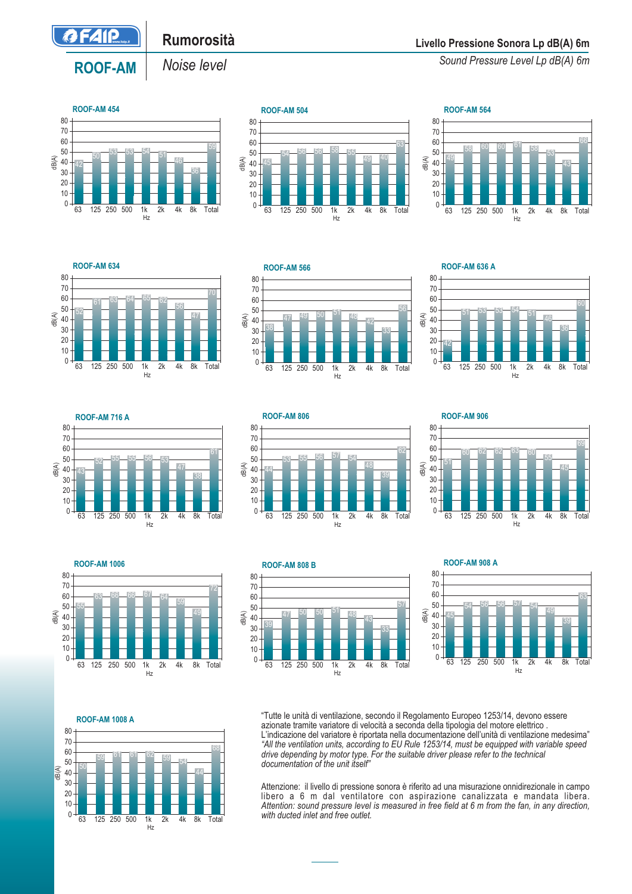# ROOF-AM

## Rumorosità
*Noise level*

**Livello Pressione Sonora Lp dB(A) 6m**
*Sound Pressure Level Lp dB(A) 6m*

| Model | 63 | 125 | 250 | 500 | 1k | 2k | 4k | 8k | Total |
|---|---|---|---|---|---|---|---|---|---|
| ROOF-AM 454 | 42 | 50 | 53 | 53 | 54 | 51 | 46 | 36 | 59 |
| ROOF-AM 504 | 45 | 54 | 56 | 56 | 58 | 55 | 49 | 40 | 63 |
| ROOF-AM 564 | 49 | 58 | 60 | 60 | 61 | 58 | 53 | 43 | 66 |
| ROOF-AM 634 | 52 | 61 | 63 | 64 | 65 | 62 | 56 | 47 | 70 |
| ROOF-AM 566 | 38 | 47 | 49 | 50 | 51 | 48 | 42 | 33 | 56 |
| ROOF-AM 636 A | 42 | 51 | 53 | 53 | 54 | 51 | 46 | 36 | 60 |
| ROOF-AM 716 A | 43 | 52 | 55 | 55 | 56 | 53 | 47 | 38 | 61 |
| ROOF-AM 806 | 44 | 53 | 55 | 56 | 57 | 54 | 48 | 39 | 62 |
| ROOF-AM 906 | 51 | 60 | 62 | 62 | 63 | 60 | 55 | 45 | 69 |
| ROOF-AM 1006 | 55 | 63 | 66 | 66 | 67 | 64 | 59 | 49 | 72 |
| ROOF-AM 808 B | 39 | 47 | 50 | 50 | 51 | 48 | 43 | 33 | 57 |
| ROOF-AM 908 A | 45 | 54 | 56 | 56 | 57 | 54 | 49 | 39 | 63 |
| ROOF-AM 1008 A | 50 | 59 | 61 | 61 | 62 | 59 | 54 | 44 | 68 |

Values in dB(A); frequencies in Hz.

"Tutte le unità di ventilazione, secondo il Regolamento Europeo 1253/14, devono essere azionate tramite variatore di velocità a seconda della tipologia del motore elettrico . L'indicazione del variatore è riportata nella documentazione dell'unità di ventilazione medesima"
*"All the ventilation units, according to EU Rule 1253/14, must be equipped with variable speed drive depending by motor type. For the suitable driver please refer to the technical documentation of the unit itself"*

Attenzione: il livello di pressione sonora è riferito ad una misurazione onnidirezionale in campo libero a 6 m dal ventilatore con aspirazione canalizzata e mandata libera.
*Attention: sound pressure level is measured in free field at 6 m from the fan, in any direction, with ducted inlet and free outlet.*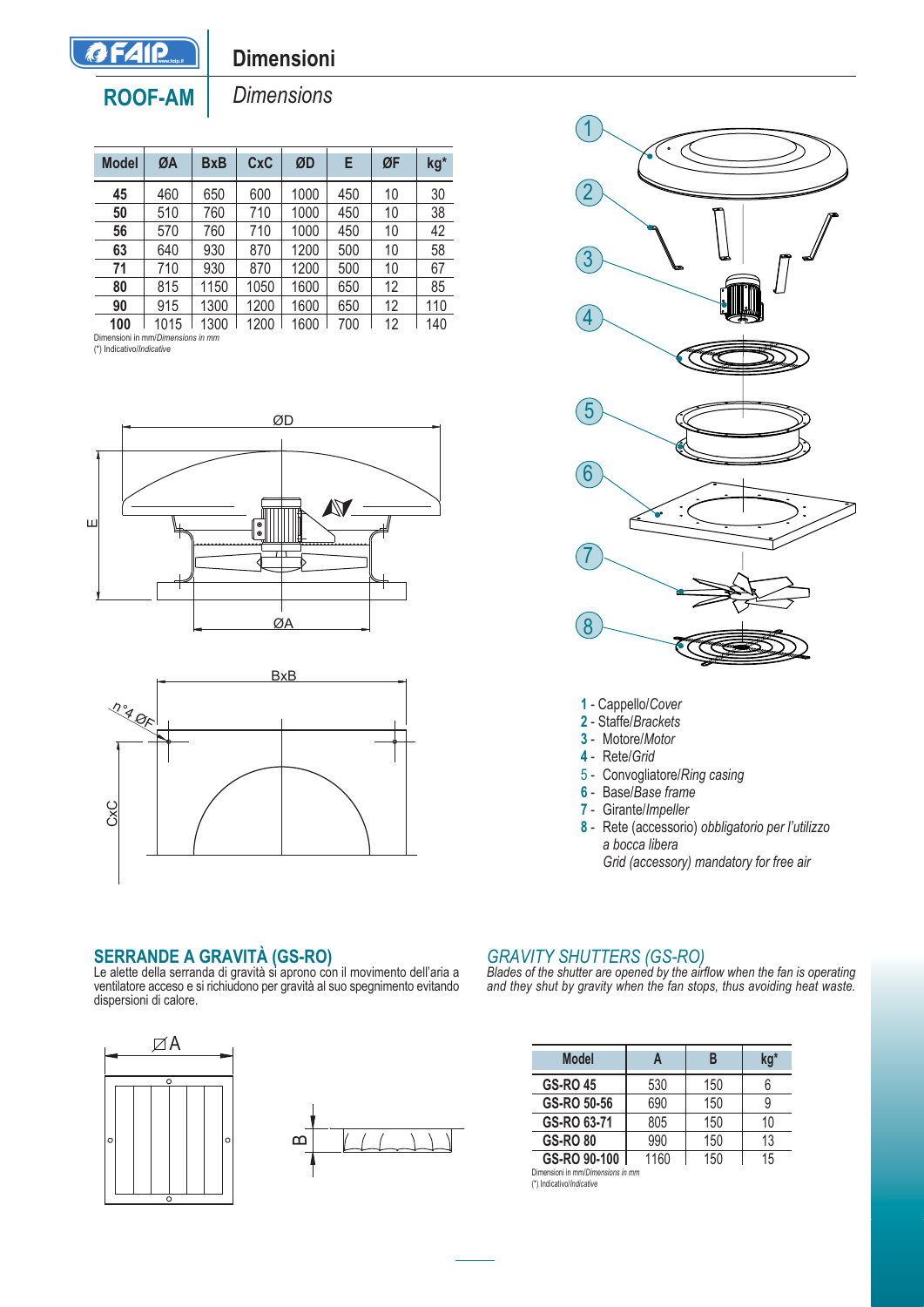# Dimensioni

## ROOF-AM

*Dimensions*

| Model | ØA | BxB | CxC | ØD | E | ØF | kg* |
|---|---|---|---|---|---|---|---|
| **45** | 460 | 650 | 600 | 1000 | 450 | 10 | 30 |
| **50** | 510 | 760 | 710 | 1000 | 450 | 10 | 38 |
| **56** | 570 | 760 | 710 | 1000 | 450 | 10 | 42 |
| **63** | 640 | 930 | 870 | 1200 | 500 | 10 | 58 |
| **71** | 710 | 930 | 870 | 1200 | 500 | 10 | 67 |
| **80** | 815 | 1150 | 1050 | 1600 | 650 | 12 | 85 |
| **90** | 915 | 1300 | 1200 | 1600 | 650 | 12 | 110 |
| **100** | 1015 | 1300 | 1200 | 1600 | 700 | 12 | 140 |

Dimensioni in mm/*Dimensions in mm*
(*) Indicativo/*Indicative*

ØD

E

ØA

BxB

n°4 ØF

CxC

1. - Cappello/*Cover*
2. - Staffe/*Brackets*
3. - Motore/*Motor*
4. - Rete/*Grid*
5. - Convogliatore/*Ring casing*
6. - Base/*Base frame*
7. - Girante/*Impeller*
8. - Rete (accessorio) *obbligatorio per l'utilizzo a bocca libera*
   *Grid (accessory) mandatory for free air*

## SERRANDE A GRAVITÀ (GS-RO)

Le alette della serranda di gravità si aprono con il movimento dell'aria a ventilatore acceso e si richiudono per gravità al suo spegnimento evitando dispersioni di calore.

## *GRAVITY SHUTTERS (GS-RO)*

*Blades of the shutter are opened by the airflow when the fan is operating and they shut by gravity when the fan stops, thus avoiding heat waste.*

⊠A

B

| Model | A | B | kg* |
|---|---|---|---|
| **GS-RO 45** | 530 | 150 | 6 |
| **GS-RO 50-56** | 690 | 150 | 9 |
| **GS-RO 63-71** | 805 | 150 | 10 |
| **GS-RO 80** | 990 | 150 | 13 |
| **GS-RO 90-100** | 1160 | 150 | 15 |

Dimensioni in mm/*Dimensions in mm*
(*) Indicativo/*Indicative*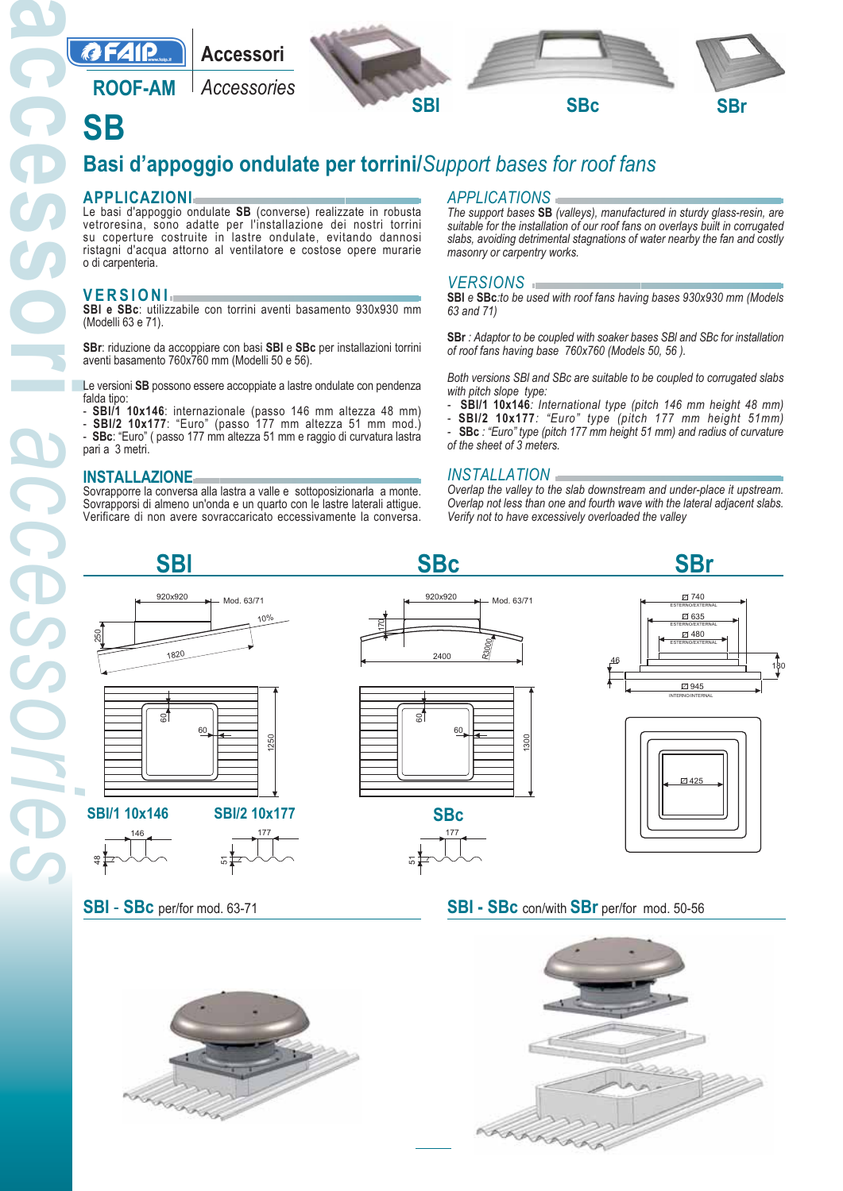**FAIP** Accessori *Accessories*

**ROOF-AM**

SBI SBc SBr

# SB

## Basi d'appoggio ondulate per torrini/*Support bases for roof fans*

### APPLICAZIONI

Le basi d'appoggio ondulate **SB** (converse) realizzate in robusta vetroresina, sono adatte per l'installazione dei nostri torrini su coperture costruite in lastre ondulate, evitando dannosi ristagni d'acqua attorno al ventilatore e costose opere murarie o di carpenteria.

### VERSIONI

**SBI e SBc**: utilizzabile con torrini aventi basamento 930x930 mm (Modelli 63 e 71).

**SBr**: riduzione da accoppiare con basi **SBI** e **SBc** per installazioni torrini aventi basamento 760x760 mm (Modelli 50 e 56).

Le versioni **SB** possono essere accoppiate a lastre ondulate con pendenza falda tipo:

- **SBI/1 10x146**: internazionale (passo 146 mm altezza 48 mm)
- **SBI/2 10x177**: "Euro" (passo 177 mm altezza 51 mm mod.)
- **SBc**: "Euro" ( passo 177 mm altezza 51 mm e raggio di curvatura lastra pari a 3 metri.

### INSTALLAZIONE

Sovrapporre la conversa alla lastra a valle e sottoposizionarla a monte. Sovrapporsi di almeno un'onda e un quarto con le lastre laterali attigue. Verificare di non avere sovraccaricato eccessivamente la conversa.

### *APPLICATIONS*

*The support bases* **SB** *(valleys), manufactured in sturdy glass-resin, are suitable for the installation of our roof fans on overlays built in corrugated slabs, avoiding detrimental stagnations of water nearby the fan and costly masonry or carpentry works.*

### *VERSIONS*

**SBI** e **SBc**:*to be used with roof fans having bases 930x930 mm (Models 63 and 71)*

**SBr** : *Adaptor to be coupled with soaker bases SBI and SBc for installation of roof fans having base 760x760 mm (Models 50, 56 ).*

*Both versions SBI and SBc are suitable to be coupled to corrugated slabs with pitch slope type:*

- **SBI/1 10x146**: *International type (pitch 146 mm height 48 mm)*
- **SBI/2 10x177**: *"Euro" type (pitch 177 mm height 51mm)*
- **SBc** : *"Euro" type (pitch 177 mm height 51 mm) and radius of curvature of the sheet of 3 meters.*

### *INSTALLATION*

*Overlap the valley to the slab downstream and under-place it upstream. Overlap not less than one and fourth wave with the lateral adjacent slabs. Verify not to have excessively overloaded the valley*

## SBI

920x920
Mod. 63/71
10%
250
1820
60
60
1250

**SBI/1 10x146**
146
48

**SBI/2 10x177**
177
51

## SBc

920x920
Mod. 63/71
170
2400
R3000
60
60
1300

**SBc**
177
51

## SBr

□ 740 ESTERNO/EXTERNAL
□ 635 ESTERNO/EXTERNAL
□ 480 ESTERNO/EXTERNAL
46
130
□ 945 INTERNO/INTERNAL
□ 425

**SBI - SBc** per/for mod. 63-71

**SBI - SBc** con/with **SBr** per/for mod. 50-56